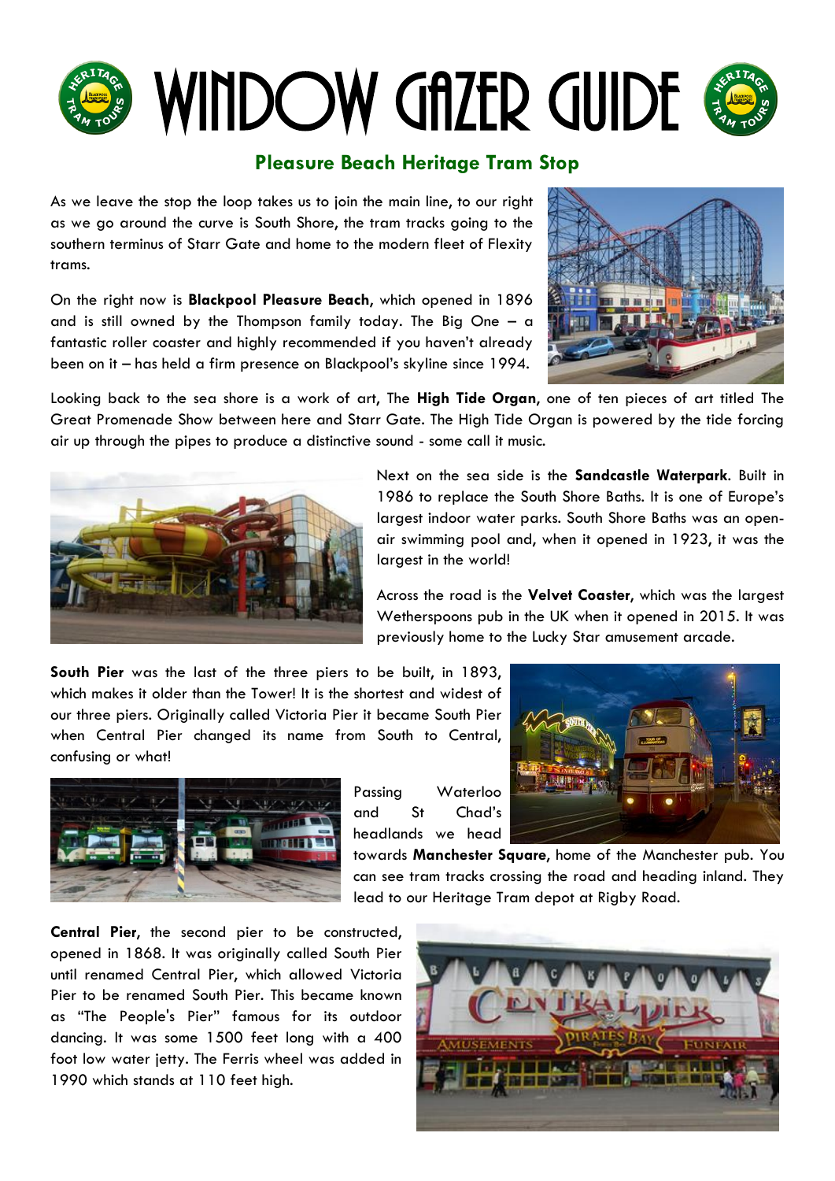# WINDOW GAZER GUIDE

## Pleasure Beach Heritage Tram Stop

As we leave the stop the loop takes us to join the main line, to our right as we go around the curve is South Shore, the tram tracks going to the southern terminus of Starr Gate and home to the modern fleet of Flexity trams.

On the right now is **Blackpool Pleasure Beach**, which opened in 1896 and is still owned by the Thompson family today. The Big One – a fantastic roller coaster and highly recommended if you haven't already been on it – has held a firm presence on Blackpool's skyline since 1994.

Looking back to the sea shore is a work of art, The **High Tide Organ**, one of ten pieces of art titled The Great Promenade Show between here and Starr Gate. The High Tide Organ is powered by the tide forcing air up through the pipes to produce a distinctive sound - some call it music.

Next on the sea side is the **Sandcastle Waterpark**. Built in 1986 to replace the South Shore Baths. It is one of Europe's largest indoor water parks. South Shore Baths was an open-air swimming pool and, when it opened in 1923, it was the largest in the world!

Across the road is the **Velvet Coaster**, which was the largest Wetherspoons pub in the UK when it opened in 2015. It was previously home to the Lucky Star amusement arcade.

**South Pier** was the last of the three piers to be built, in 1893, which makes it older than the Tower! It is the shortest and widest of our three piers. Originally called Victoria Pier it became South Pier when Central Pier changed its name from South to Central, confusing or what!

Passing Waterloo and St Chad's headlands we head towards **Manchester Square**, home of the Manchester pub. You can see tram tracks crossing the road and heading inland. They lead to our Heritage Tram depot at Rigby Road.

**Central Pier**, the second pier to be constructed, opened in 1868. It was originally called South Pier until renamed Central Pier, which allowed Victoria Pier to be renamed South Pier. This became known as "The People's Pier" famous for its outdoor dancing. It was some 1500 feet long with a 400 foot low water jetty. The Ferris wheel was added in 1990 which stands at 110 feet high.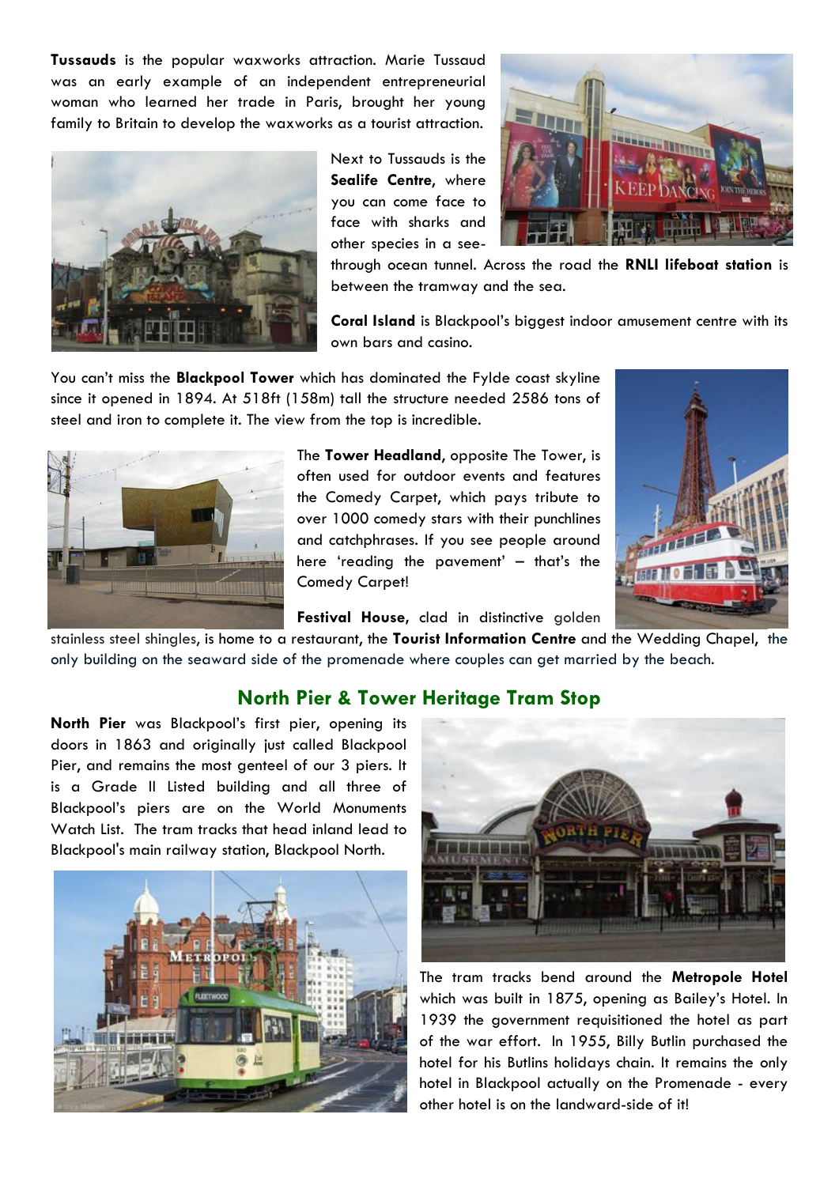**Tussauds** is the popular waxworks attraction. Marie Tussaud was an early example of an independent entrepreneurial woman who learned her trade in Paris, brought her young family to Britain to develop the waxworks as a tourist attraction.

Next to Tussauds is the **Sealife Centre**, where you can come face to face with sharks and other species in a see-through ocean tunnel. Across the road the **RNLI lifeboat station** is between the tramway and the sea.

**Coral Island** is Blackpool's biggest indoor amusement centre with its own bars and casino.

You can't miss the **Blackpool Tower** which has dominated the Fylde coast skyline since it opened in 1894. At 518ft (158m) tall the structure needed 2586 tons of steel and iron to complete it. The view from the top is incredible.

The **Tower Headland**, opposite The Tower, is often used for outdoor events and features the Comedy Carpet, which pays tribute to over 1000 comedy stars with their punchlines and catchphrases. If you see people around here 'reading the pavement' – that's the Comedy Carpet!

**Festival House**, clad in distinctive golden stainless steel shingles, is home to a restaurant, the **Tourist Information Centre** and the Wedding Chapel, the only building on the seaward side of the promenade where couples can get married by the beach.

## North Pier & Tower Heritage Tram Stop

**North Pier** was Blackpool's first pier, opening its doors in 1863 and originally just called Blackpool Pier, and remains the most genteel of our 3 piers. It is a Grade II Listed building and all three of Blackpool's piers are on the World Monuments Watch List. The tram tracks that head inland lead to Blackpool's main railway station, Blackpool North.

The tram tracks bend around the **Metropole Hotel** which was built in 1875, opening as Bailey's Hotel. In 1939 the government requisitioned the hotel as part of the war effort. In 1955, Billy Butlin purchased the hotel for his Butlins holidays chain. It remains the only hotel in Blackpool actually on the Promenade - every other hotel is on the landward-side of it!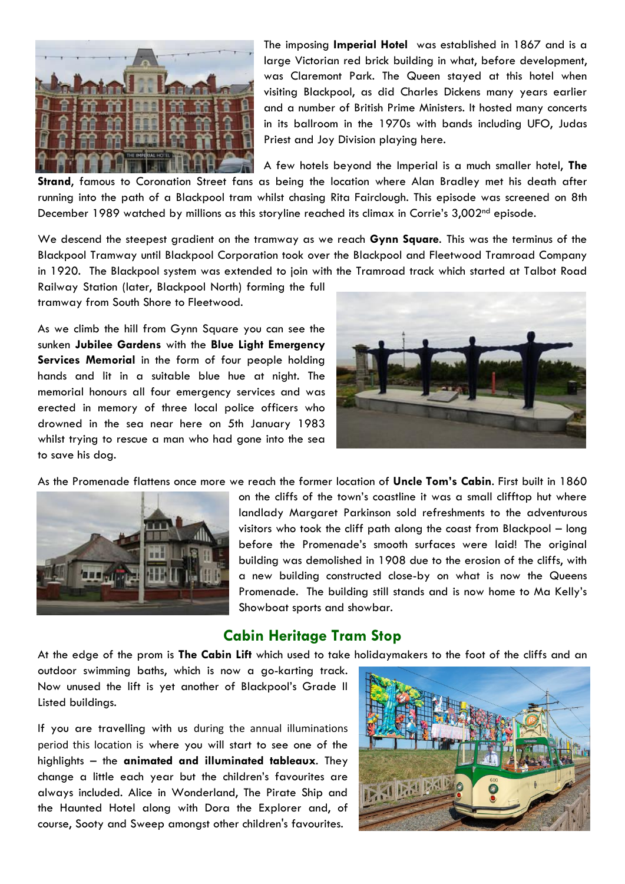The imposing **Imperial Hotel** was established in 1867 and is a large Victorian red brick building in what, before development, was Claremont Park. The Queen stayed at this hotel when visiting Blackpool, as did Charles Dickens many years earlier and a number of British Prime Ministers. It hosted many concerts in its ballroom in the 1970s with bands including UFO, Judas Priest and Joy Division playing here.

A few hotels beyond the Imperial is a much smaller hotel, **The Strand**, famous to Coronation Street fans as being the location where Alan Bradley met his death after running into the path of a Blackpool tram whilst chasing Rita Fairclough. This episode was screened on 8th December 1989 watched by millions as this storyline reached its climax in Corrie's 3,002nd episode.

We descend the steepest gradient on the tramway as we reach **Gynn Square**. This was the terminus of the Blackpool Tramway until Blackpool Corporation took over the Blackpool and Fleetwood Tramroad Company in 1920. The Blackpool system was extended to join with the Tramroad track which started at Talbot Road Railway Station (later, Blackpool North) forming the full tramway from South Shore to Fleetwood.

As we climb the hill from Gynn Square you can see the sunken **Jubilee Gardens** with the **Blue Light Emergency Services Memorial** in the form of four people holding hands and lit in a suitable blue hue at night. The memorial honours all four emergency services and was erected in memory of three local police officers who drowned in the sea near here on 5th January 1983 whilst trying to rescue a man who had gone into the sea to save his dog.

As the Promenade flattens once more we reach the former location of **Uncle Tom's Cabin**. First built in 1860 on the cliffs of the town's coastline it was a small clifftop hut where landlady Margaret Parkinson sold refreshments to the adventurous visitors who took the cliff path along the coast from Blackpool – long before the Promenade's smooth surfaces were laid! The original building was demolished in 1908 due to the erosion of the cliffs, with a new building constructed close-by on what is now the Queens Promenade. The building still stands and is now home to Ma Kelly's Showboat sports and showbar.

## Cabin Heritage Tram Stop

At the edge of the prom is **The Cabin Lift** which used to take holidaymakers to the foot of the cliffs and an outdoor swimming baths, which is now a go-karting track. Now unused the lift is yet another of Blackpool's Grade II Listed buildings.

If you are travelling with us during the annual illuminations period this location is where you will start to see one of the highlights – the **animated and illuminated tableaux**. They change a little each year but the children's favourites are always included. Alice in Wonderland, The Pirate Ship and the Haunted Hotel along with Dora the Explorer and, of course, Sooty and Sweep amongst other children's favourites.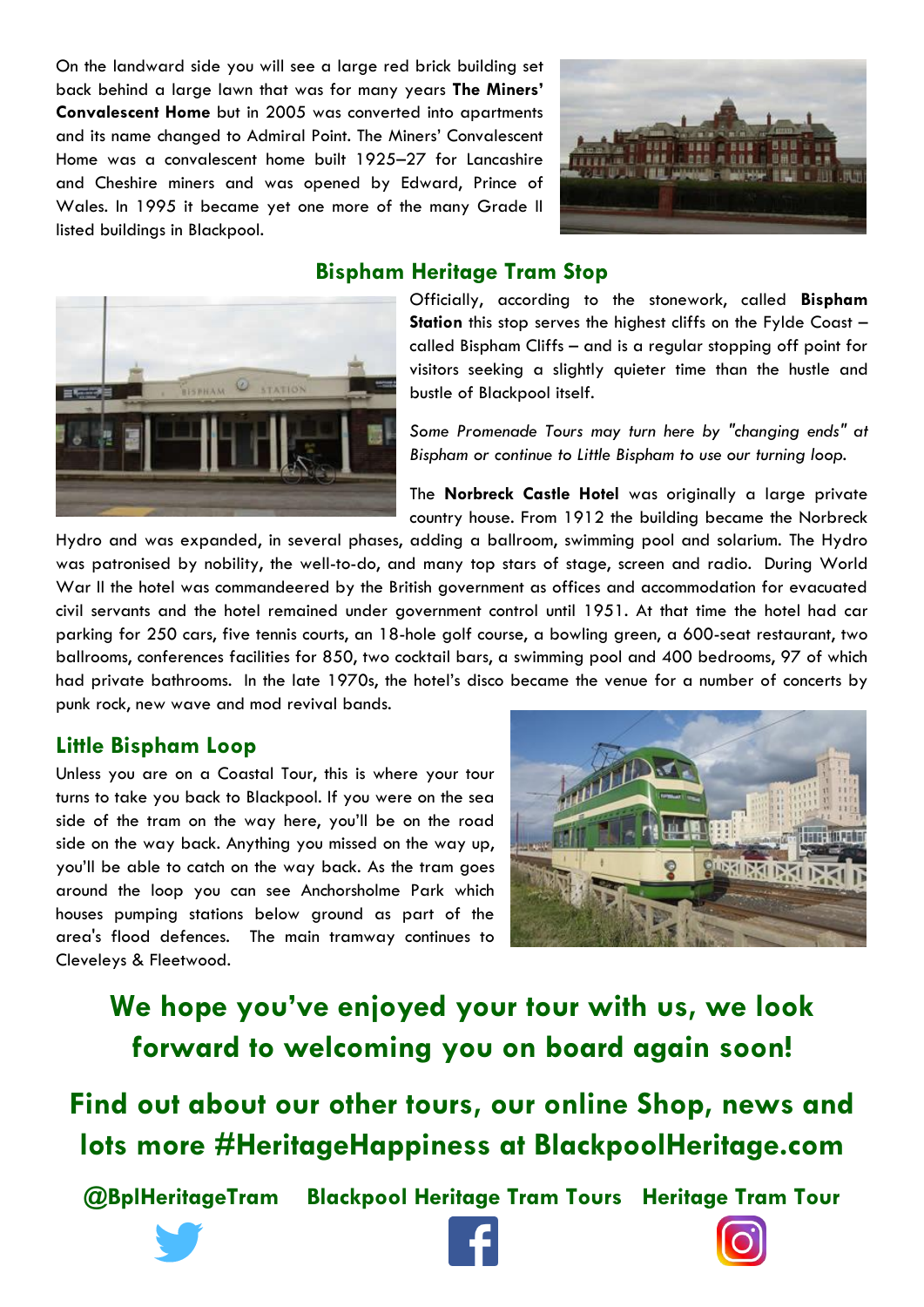On the landward side you will see a large red brick building set back behind a large lawn that was for many years **The Miners' Convalescent Home** but in 2005 was converted into apartments and its name changed to Admiral Point. The Miners' Convalescent Home was a convalescent home built 1925–27 for Lancashire and Cheshire miners and was opened by Edward, Prince of Wales. In 1995 it became yet one more of the many Grade II listed buildings in Blackpool.

## Bispham Heritage Tram Stop

Officially, according to the stonework, called **Bispham Station** this stop serves the highest cliffs on the Fylde Coast – called Bispham Cliffs – and is a regular stopping off point for visitors seeking a slightly quieter time than the hustle and bustle of Blackpool itself.

*Some Promenade Tours may turn here by "changing ends" at Bispham or continue to Little Bispham to use our turning loop.*

The **Norbreck Castle Hotel** was originally a large private country house. From 1912 the building became the Norbreck Hydro and was expanded, in several phases, adding a ballroom, swimming pool and solarium. The Hydro was patronised by nobility, the well-to-do, and many top stars of stage, screen and radio. During World War II the hotel was commandeered by the British government as offices and accommodation for evacuated civil servants and the hotel remained under government control until 1951. At that time the hotel had car parking for 250 cars, five tennis courts, an 18-hole golf course, a bowling green, a 600-seat restaurant, two ballrooms, conferences facilities for 850, two cocktail bars, a swimming pool and 400 bedrooms, 97 of which had private bathrooms. In the late 1970s, the hotel's disco became the venue for a number of concerts by punk rock, new wave and mod revival bands.

## Little Bispham Loop

Unless you are on a Coastal Tour, this is where your tour turns to take you back to Blackpool. If you were on the sea side of the tram on the way here, you'll be on the road side on the way back. Anything you missed on the way up, you'll be able to catch on the way back. As the tram goes around the loop you can see Anchorsholme Park which houses pumping stations below ground as part of the area's flood defences. The main tramway continues to Cleveleys & Fleetwood.

## We hope you've enjoyed your tour with us, we look forward to welcoming you on board again soon!

## Find out about our other tours, our online Shop, news and lots more #HeritageHappiness at BlackpoolHeritage.com

**@BplHeritageTram** **Blackpool Heritage Tram Tours** **Heritage Tram Tour**